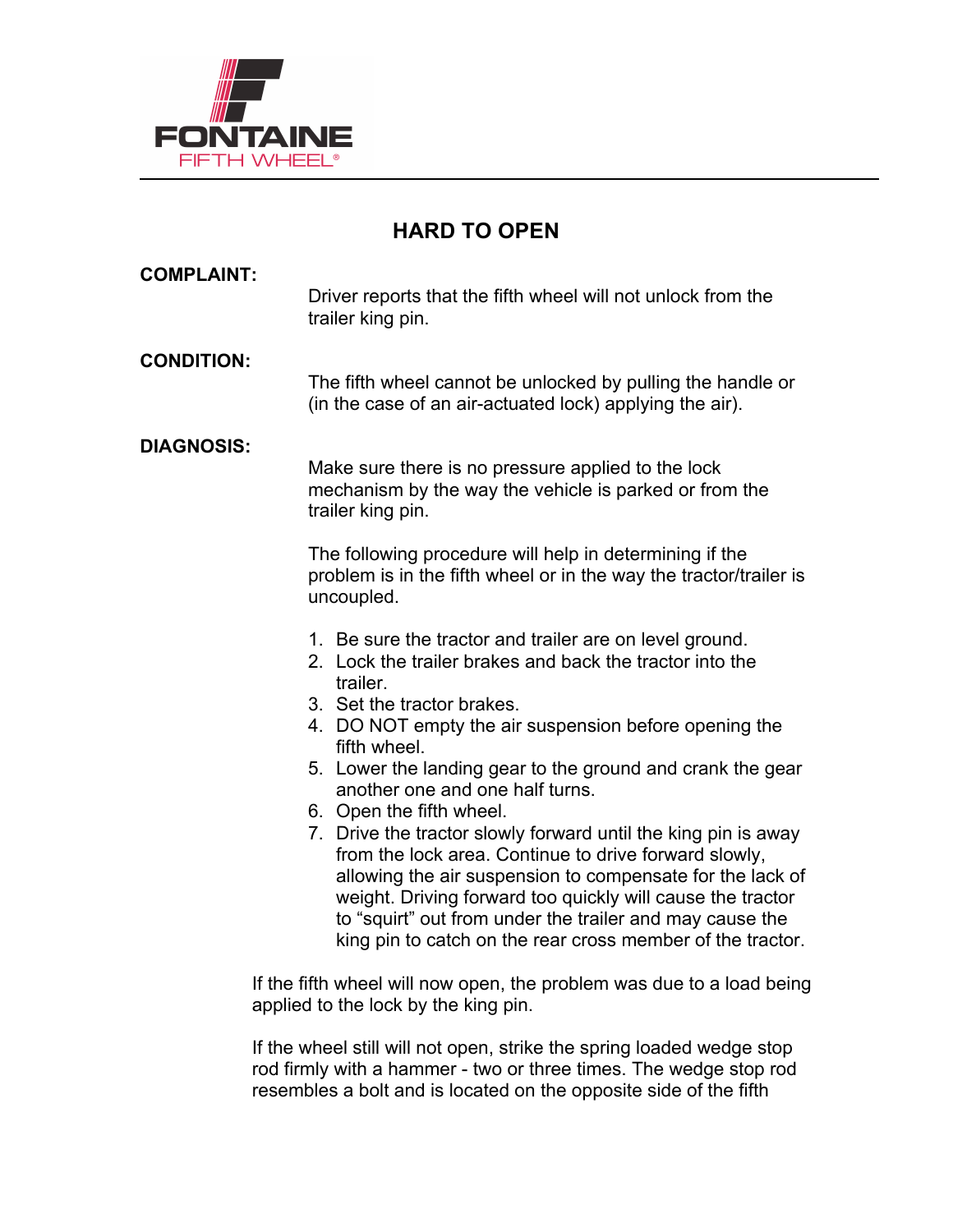FONTAINE
FIFTH WHEEL®

# HARD TO OPEN

**COMPLAINT:**

Driver reports that the fifth wheel will not unlock from the trailer king pin.

**CONDITION:**

The fifth wheel cannot be unlocked by pulling the handle or (in the case of an air-actuated lock) applying the air).

**DIAGNOSIS:**

Make sure there is no pressure applied to the lock mechanism by the way the vehicle is parked or from the trailer king pin.

The following procedure will help in determining if the problem is in the fifth wheel or in the way the tractor/trailer is uncoupled.

1. Be sure the tractor and trailer are on level ground.
2. Lock the trailer brakes and back the tractor into the trailer.
3. Set the tractor brakes.
4. DO NOT empty the air suspension before opening the fifth wheel.
5. Lower the landing gear to the ground and crank the gear another one and one half turns.
6. Open the fifth wheel.
7. Drive the tractor slowly forward until the king pin is away from the lock area. Continue to drive forward slowly, allowing the air suspension to compensate for the lack of weight. Driving forward too quickly will cause the tractor to "squirt" out from under the trailer and may cause the king pin to catch on the rear cross member of the tractor.

If the fifth wheel will now open, the problem was due to a load being applied to the lock by the king pin.

If the wheel still will not open, strike the spring loaded wedge stop rod firmly with a hammer - two or three times. The wedge stop rod resembles a bolt and is located on the opposite side of the fifth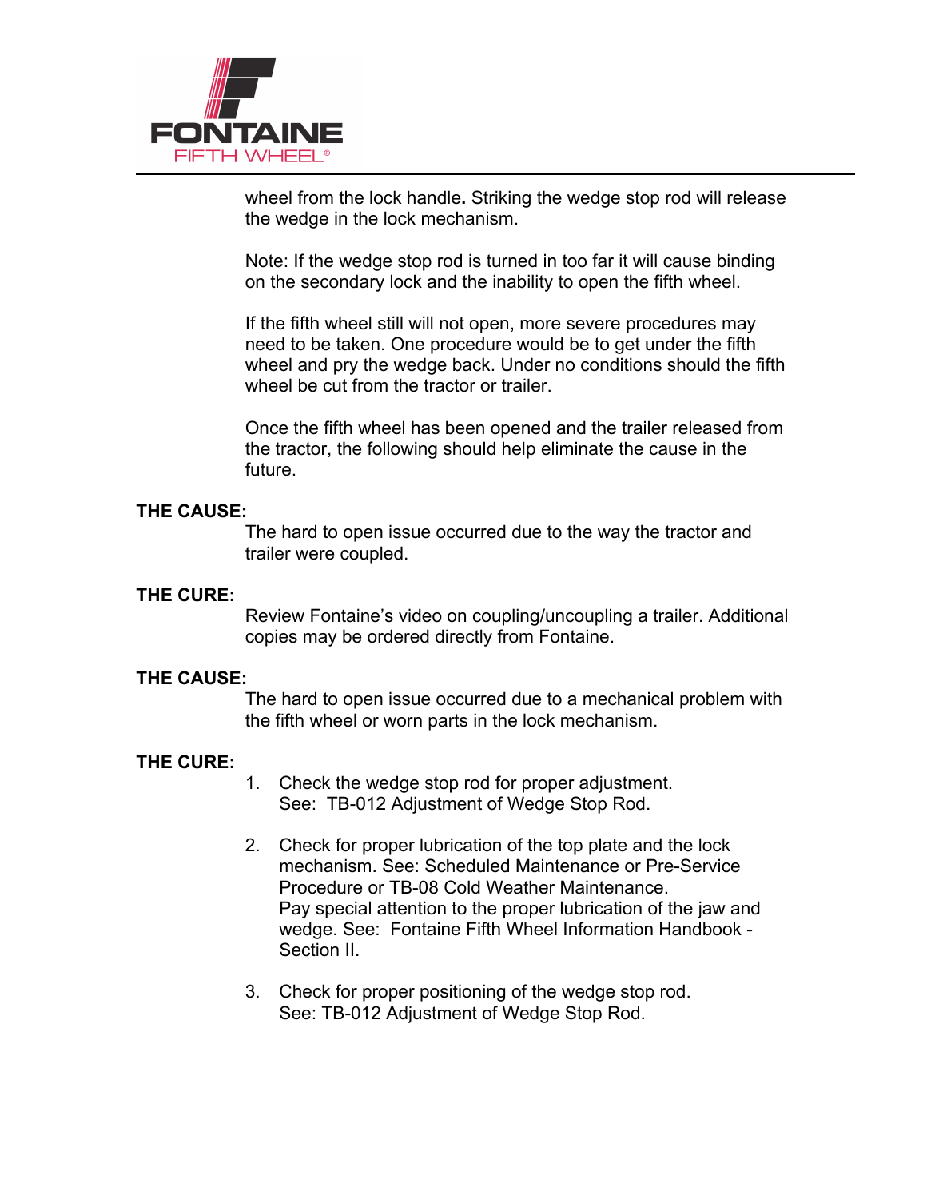wheel from the lock handle**.** Striking the wedge stop rod will release the wedge in the lock mechanism.

Note: If the wedge stop rod is turned in too far it will cause binding on the secondary lock and the inability to open the fifth wheel.

If the fifth wheel still will not open, more severe procedures may need to be taken. One procedure would be to get under the fifth wheel and pry the wedge back. Under no conditions should the fifth wheel be cut from the tractor or trailer.

Once the fifth wheel has been opened and the trailer released from the tractor, the following should help eliminate the cause in the future.

**THE CAUSE:**

The hard to open issue occurred due to the way the tractor and trailer were coupled.

**THE CURE:**

Review Fontaine's video on coupling/uncoupling a trailer. Additional copies may be ordered directly from Fontaine.

**THE CAUSE:**

The hard to open issue occurred due to a mechanical problem with the fifth wheel or worn parts in the lock mechanism.

**THE CURE:**

1. Check the wedge stop rod for proper adjustment.
   See: TB-012 Adjustment of Wedge Stop Rod.

2. Check for proper lubrication of the top plate and the lock mechanism. See: Scheduled Maintenance or Pre-Service Procedure or TB-08 Cold Weather Maintenance.
   Pay special attention to the proper lubrication of the jaw and wedge. See: Fontaine Fifth Wheel Information Handbook - Section II.

3. Check for proper positioning of the wedge stop rod.
   See: TB-012 Adjustment of Wedge Stop Rod.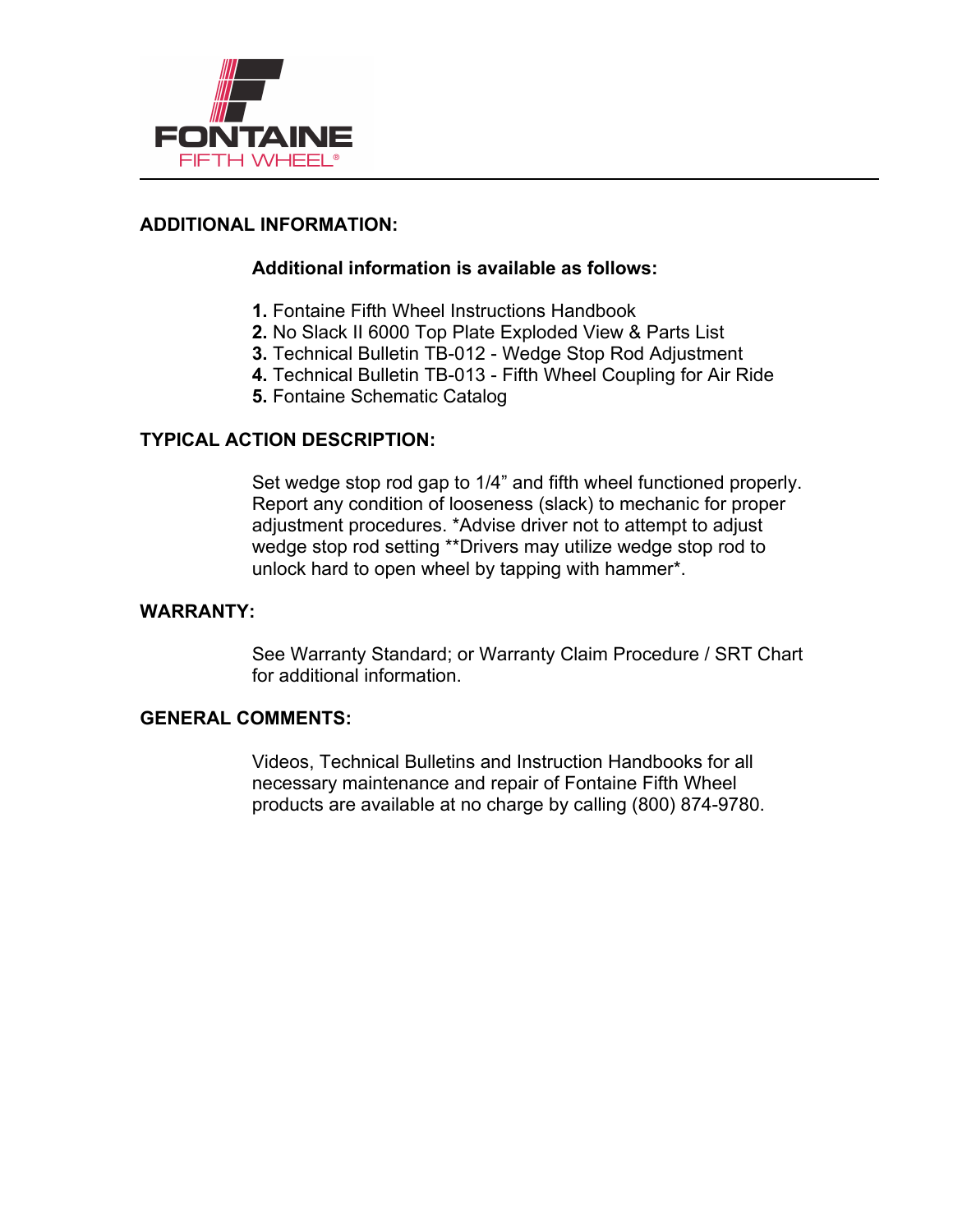FONTAINE
FIFTH WHEEL®

## ADDITIONAL INFORMATION:

**Additional information is available as follows:**

**1.** Fontaine Fifth Wheel Instructions Handbook
**2.** No Slack II 6000 Top Plate Exploded View & Parts List
**3.** Technical Bulletin TB-012 - Wedge Stop Rod Adjustment
**4.** Technical Bulletin TB-013 - Fifth Wheel Coupling for Air Ride
**5.** Fontaine Schematic Catalog

## TYPICAL ACTION DESCRIPTION:

Set wedge stop rod gap to 1/4" and fifth wheel functioned properly. Report any condition of looseness (slack) to mechanic for proper adjustment procedures. *Advise driver not to attempt to adjust wedge stop rod setting **Drivers may utilize wedge stop rod to unlock hard to open wheel by tapping with hammer*.

## WARRANTY:

See Warranty Standard; or Warranty Claim Procedure / SRT Chart for additional information.

## GENERAL COMMENTS:

Videos, Technical Bulletins and Instruction Handbooks for all necessary maintenance and repair of Fontaine Fifth Wheel products are available at no charge by calling (800) 874-9780.